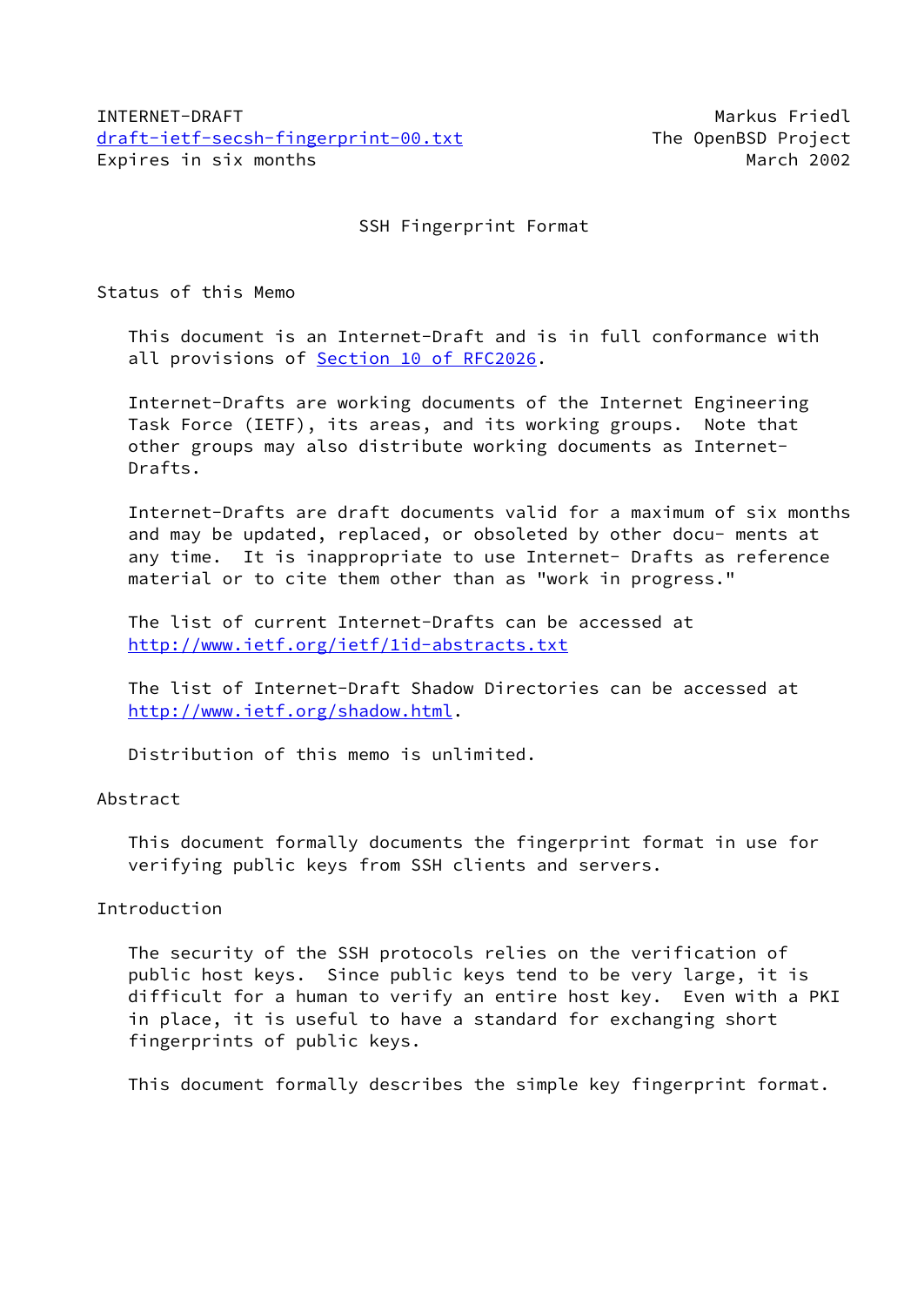INTERNET-DRAFT                                                Markus Friedl
draft-ietf-secsh-fingerprint-00.txt                   The OpenBSD Project
Expires in six months                                            March 2002

# SSH Fingerprint Format

## Status of this Memo

This document is an Internet-Draft and is in full conformance with all provisions of Section 10 of RFC2026.

Internet-Drafts are working documents of the Internet Engineering Task Force (IETF), its areas, and its working groups. Note that other groups may also distribute working documents as Internet-Drafts.

Internet-Drafts are draft documents valid for a maximum of six months and may be updated, replaced, or obsoleted by other docu- ments at any time. It is inappropriate to use Internet- Drafts as reference material or to cite them other than as "work in progress."

The list of current Internet-Drafts can be accessed at http://www.ietf.org/ietf/1id-abstracts.txt

The list of Internet-Draft Shadow Directories can be accessed at http://www.ietf.org/shadow.html.

Distribution of this memo is unlimited.

## Abstract

This document formally documents the fingerprint format in use for verifying public keys from SSH clients and servers.

## Introduction

The security of the SSH protocols relies on the verification of public host keys. Since public keys tend to be very large, it is difficult for a human to verify an entire host key. Even with a PKI in place, it is useful to have a standard for exchanging short fingerprints of public keys.

This document formally describes the simple key fingerprint format.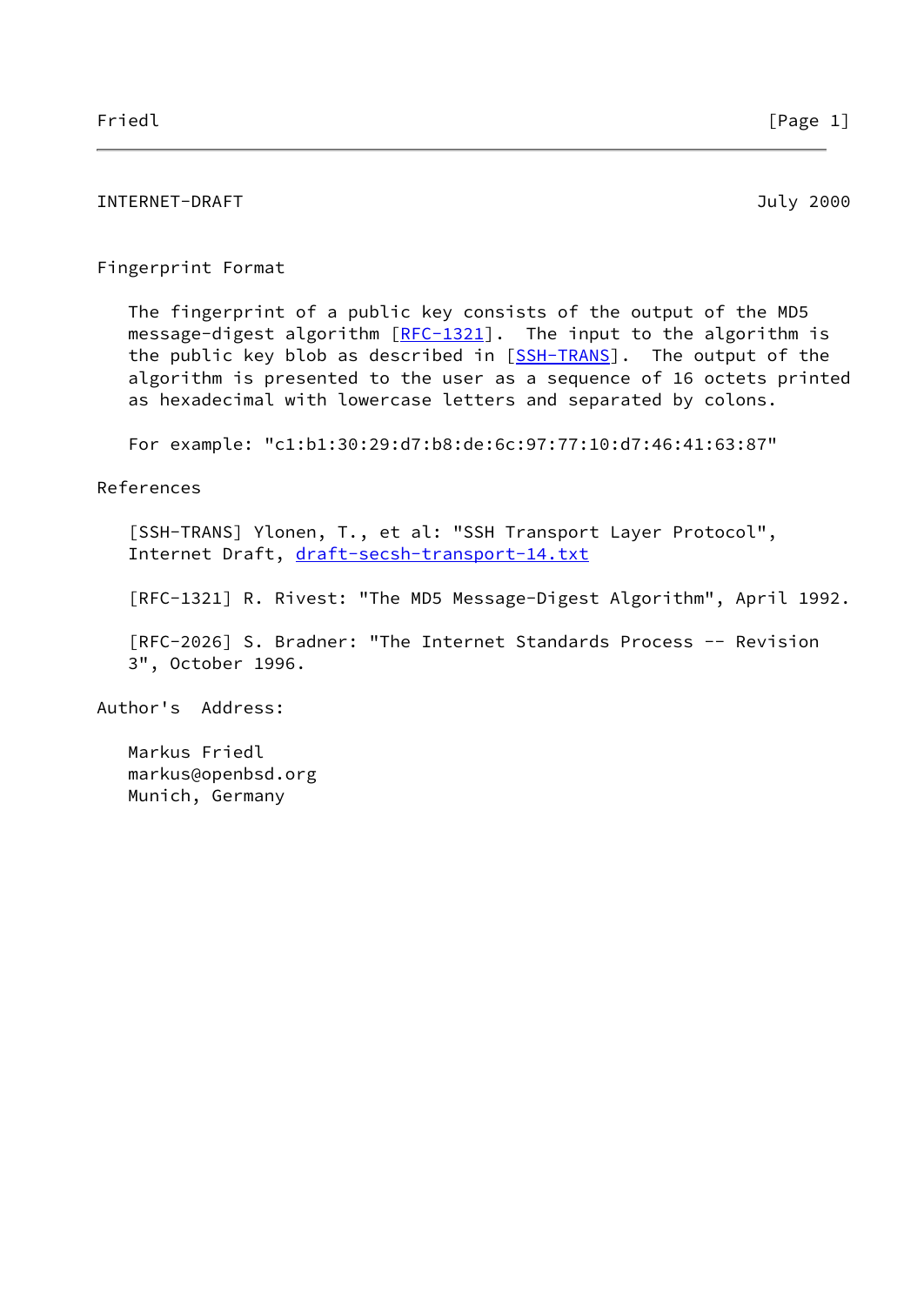## Fingerprint Format

The fingerprint of a public key consists of the output of the MD5 message-digest algorithm [RFC-1321]. The input to the algorithm is the public key blob as described in [SSH-TRANS]. The output of the algorithm is presented to the user as a sequence of 16 octets printed as hexadecimal with lowercase letters and separated by colons.

For example: "c1:b1:30:29:d7:b8:de:6c:97:77:10:d7:46:41:63:87"

## References

[SSH-TRANS] Ylonen, T., et al: "SSH Transport Layer Protocol", Internet Draft, draft-secsh-transport-14.txt

[RFC-1321] R. Rivest: "The MD5 Message-Digest Algorithm", April 1992.

[RFC-2026] S. Bradner: "The Internet Standards Process -- Revision 3", October 1996.

## Author's Address:

Markus Friedl
markus@openbsd.org
Munich, Germany